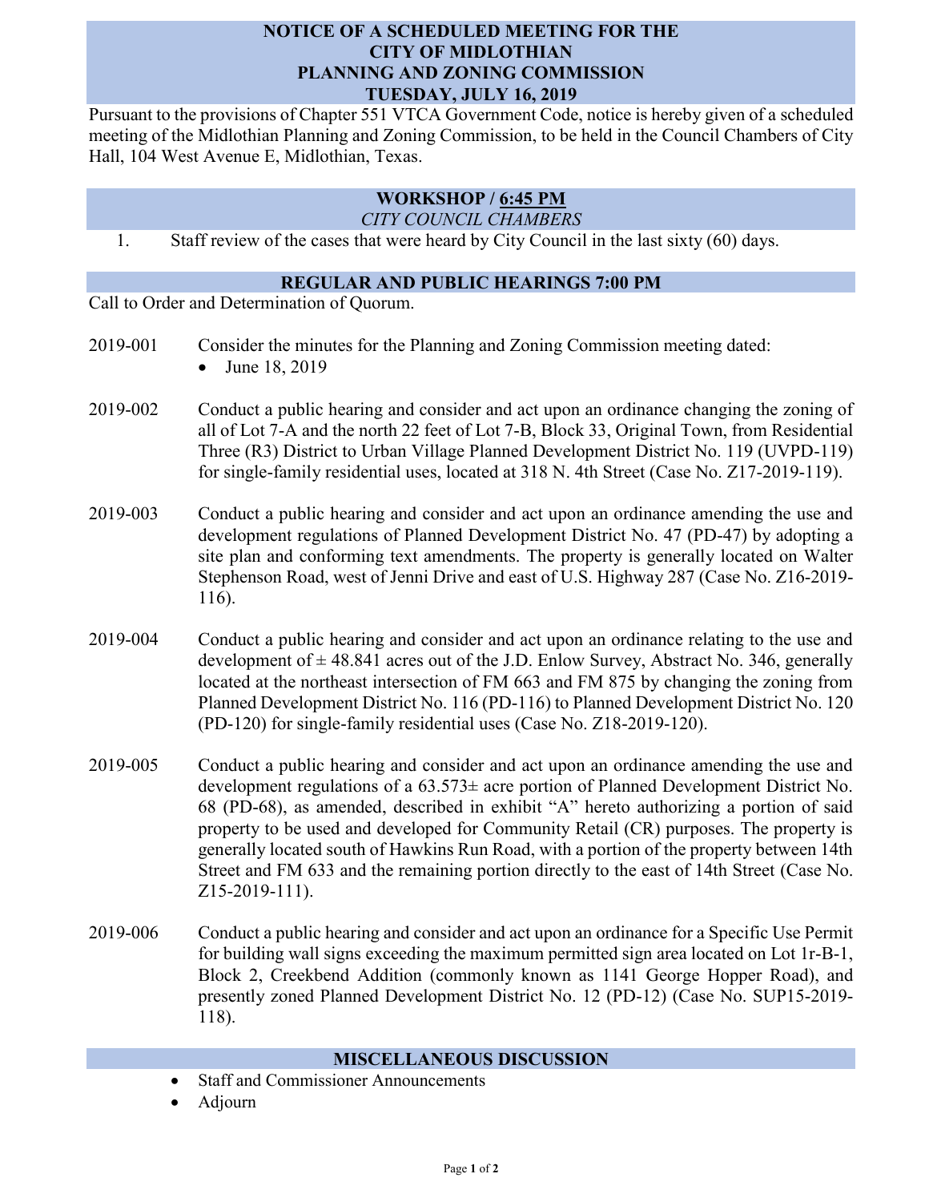# NOTICE OF A SCHEDULED MEETING FOR THE CITY OF MIDLOTHIAN PLANNING AND ZONING COMMISSION TUESDAY, JULY 16, 2019

Pursuant to the provisions of Chapter 551 VTCA Government Code, notice is hereby given of a scheduled meeting of the Midlothian Planning and Zoning Commission, to be held in the Council Chambers of City Hall, 104 West Avenue E, Midlothian, Texas.

## WORKSHOP / 6:45 PM

*CITY COUNCIL CHAMBERS*

1. Staff review of the cases that were heard by City Council in the last sixty (60) days.

## REGULAR AND PUBLIC HEARINGS 7:00 PM

Call to Order and Determination of Quorum.

2019-001 Consider the minutes for the Planning and Zoning Commission meeting dated:

- June 18, 2019

2019-002 Conduct a public hearing and consider and act upon an ordinance changing the zoning of all of Lot 7-A and the north 22 feet of Lot 7-B, Block 33, Original Town, from Residential Three (R3) District to Urban Village Planned Development District No. 119 (UVPD-119) for single-family residential uses, located at 318 N. 4th Street (Case No. Z17-2019-119).

2019-003 Conduct a public hearing and consider and act upon an ordinance amending the use and development regulations of Planned Development District No. 47 (PD-47) by adopting a site plan and conforming text amendments. The property is generally located on Walter Stephenson Road, west of Jenni Drive and east of U.S. Highway 287 (Case No. Z16-2019-116).

2019-004 Conduct a public hearing and consider and act upon an ordinance relating to the use and development of ± 48.841 acres out of the J.D. Enlow Survey, Abstract No. 346, generally located at the northeast intersection of FM 663 and FM 875 by changing the zoning from Planned Development District No. 116 (PD-116) to Planned Development District No. 120 (PD-120) for single-family residential uses (Case No. Z18-2019-120).

2019-005 Conduct a public hearing and consider and act upon an ordinance amending the use and development regulations of a 63.573± acre portion of Planned Development District No. 68 (PD-68), as amended, described in exhibit "A" hereto authorizing a portion of said property to be used and developed for Community Retail (CR) purposes. The property is generally located south of Hawkins Run Road, with a portion of the property between 14th Street and FM 633 and the remaining portion directly to the east of 14th Street (Case No. Z15-2019-111).

2019-006 Conduct a public hearing and consider and act upon an ordinance for a Specific Use Permit for building wall signs exceeding the maximum permitted sign area located on Lot 1r-B-1, Block 2, Creekbend Addition (commonly known as 1141 George Hopper Road), and presently zoned Planned Development District No. 12 (PD-12) (Case No. SUP15-2019-118).

## MISCELLANEOUS DISCUSSION

- Staff and Commissioner Announcements
- Adjourn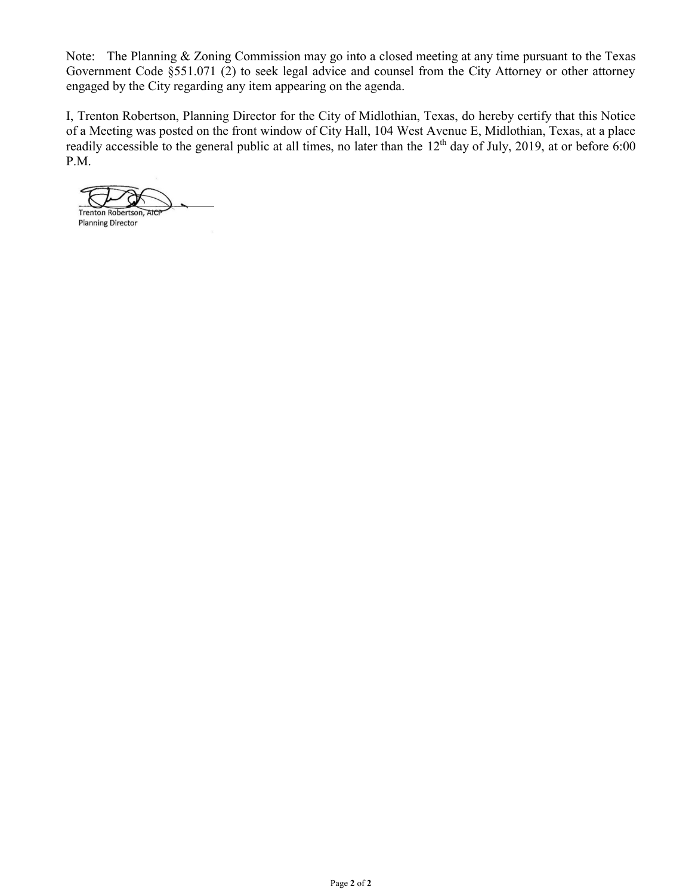Note: The Planning & Zoning Commission may go into a closed meeting at any time pursuant to the Texas Government Code §551.071 (2) to seek legal advice and counsel from the City Attorney or other attorney engaged by the City regarding any item appearing on the agenda.

I, Trenton Robertson, Planning Director for the City of Midlothian, Texas, do hereby certify that this Notice of a Meeting was posted on the front window of City Hall, 104 West Avenue E, Midlothian, Texas, at a place readily accessible to the general public at all times, no later than the 12th day of July, 2019, at or before 6:00 P.M.

Trenton Robertson, AICP
Planning Director